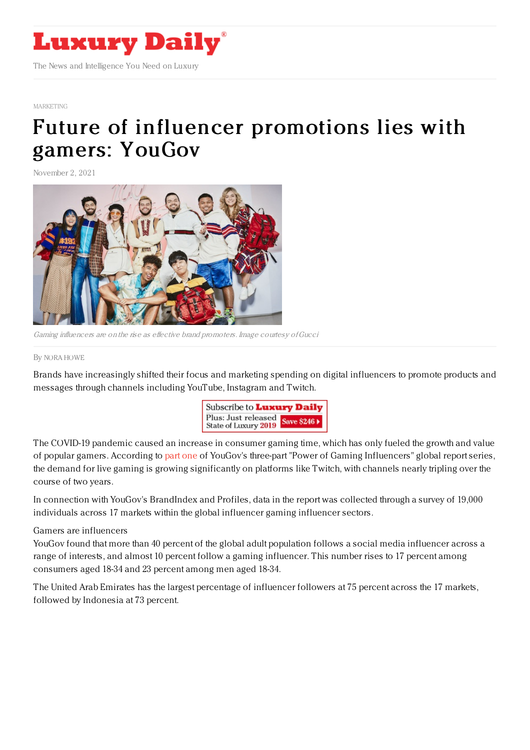# Luxury Daily

The News and Intelligence You Need on Luxury

MARKETING

# Future of influencer promotions lies with gamers: YouGov

November 2, 2021

*Gaming influencers are on the rise as effective brand promoters. Image courtesy of Gucci*

By NORA HOWE

Brands have increasingly shifted their focus and marketing spending on digital influencers to promote products and messages through channels including YouTube, Instagram and Twitch.

The COVID-19 pandemic caused an increase in consumer gaming time, which has only fueled the growth and value of popular gamers. According to part one of YouGov's three-part "Power of Gaming Influencers" global report series, the demand for live gaming is growing significantly on platforms like Twitch, with channels nearly tripling over the course of two years.

In connection with YouGov's BrandIndex and Profiles, data in the report was collected through a survey of 19,000 individuals across 17 markets within the global influencer gaming influencer sectors.

Gamers are influencers

YouGov found that more than 40 percent of the global adult population follows a social media influencer across a range of interests, and almost 10 percent follow a gaming influencer. This number rises to 17 percent among consumers aged 18-34 and 23 percent among men aged 18-34.

The United Arab Emirates has the largest percentage of influencer followers at 75 percent across the 17 markets, followed by Indonesia at 73 percent.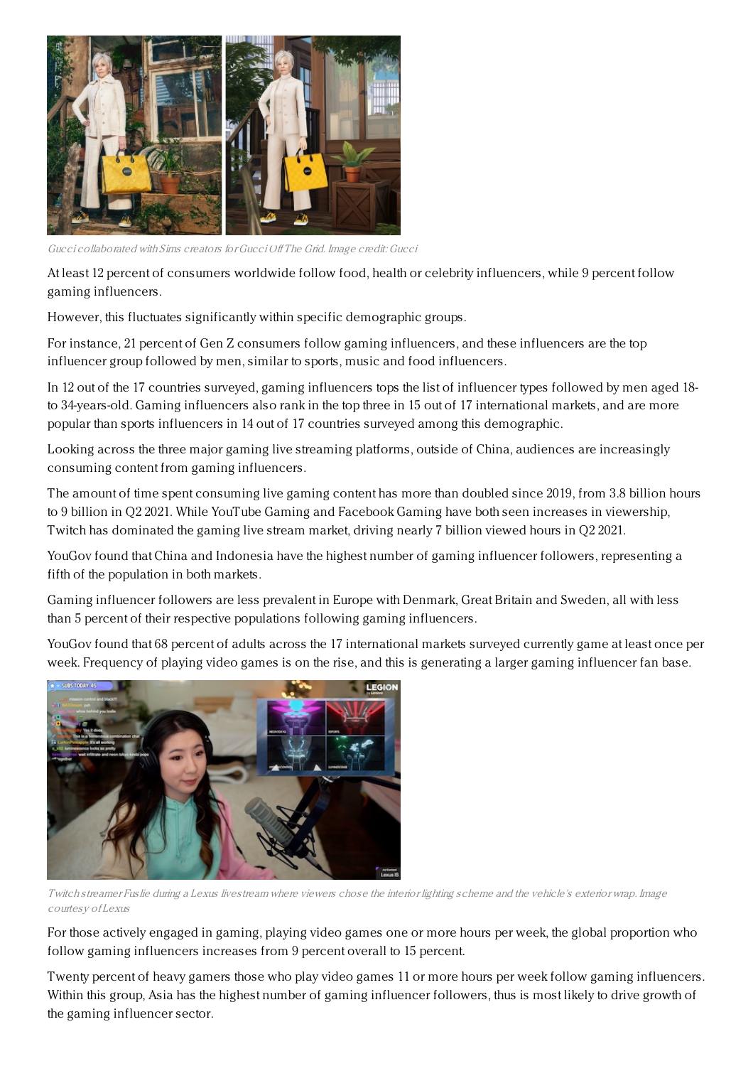*Gucci collaborated with Sims creators for Gucci Off The Grid. Image credit: Gucci*

At least 12 percent of consumers worldwide follow food, health or celebrity influencers, while 9 percent follow gaming influencers.

However, this fluctuates significantly within specific demographic groups.

For instance, 21 percent of Gen Z consumers follow gaming influencers, and these influencers are the top influencer group followed by men, similar to sports, music and food influencers.

In 12 out of the 17 countries surveyed, gaming influencers tops the list of influencer types followed by men aged 18- to 34-years-old. Gaming influencers also rank in the top three in 15 out of 17 international markets, and are more popular than sports influencers in 14 out of 17 countries surveyed among this demographic.

Looking across the three major gaming live streaming platforms, outside of China, audiences are increasingly consuming content from gaming influencers.

The amount of time spent consuming live gaming content has more than doubled since 2019, from 3.8 billion hours to 9 billion in Q2 2021. While YouTube Gaming and Facebook Gaming have both seen increases in viewership, Twitch has dominated the gaming live stream market, driving nearly 7 billion viewed hours in Q2 2021.

YouGov found that China and Indonesia have the highest number of gaming influencer followers, representing a fifth of the population in both markets.

Gaming influencer followers are less prevalent in Europe with Denmark, Great Britain and Sweden, all with less than 5 percent of their respective populations following gaming influencers.

YouGov found that 68 percent of adults across the 17 international markets surveyed currently game at least once per week. Frequency of playing video games is on the rise, and this is generating a larger gaming influencer fan base.

*Twitch streamer Fuslie during a Lexus livestream where viewers chose the interior lighting scheme and the vehicle's exterior wrap. Image courtesy of Lexus*

For those actively engaged in gaming, playing video games one or more hours per week, the global proportion who follow gaming influencers increases from 9 percent overall to 15 percent.

Twenty percent of heavy gamers those who play video games 11 or more hours per week follow gaming influencers. Within this group, Asia has the highest number of gaming influencer followers, thus is most likely to drive growth of the gaming influencer sector.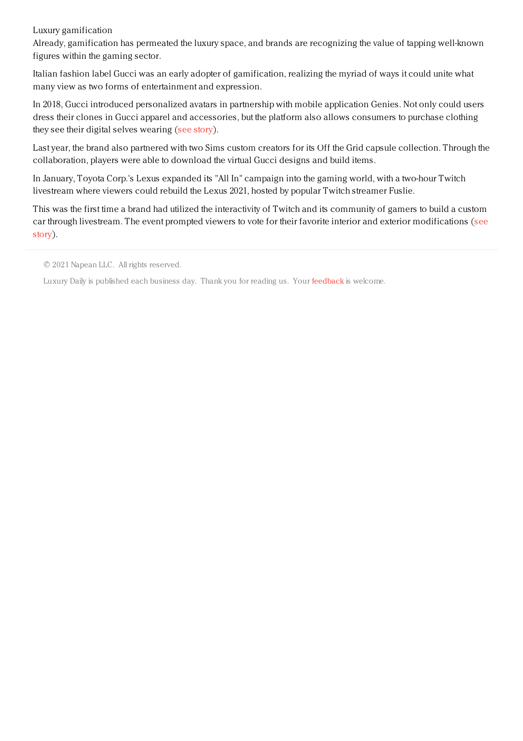## Luxury gamification

Already, gamification has permeated the luxury space, and brands are recognizing the value of tapping well-known figures within the gaming sector.

Italian fashion label Gucci was an early adopter of gamification, realizing the myriad of ways it could unite what many view as two forms of entertainment and expression.

In 2018, Gucci introduced personalized avatars in partnership with mobile application Genies. Not only could users dress their clones in Gucci apparel and accessories, but the platform also allows consumers to purchase clothing they see their digital selves wearing (see story).

Last year, the brand also partnered with two Sims custom creators for its Off the Grid capsule collection. Through the collaboration, players were able to download the virtual Gucci designs and build items.

In January, Toyota Corp.'s Lexus expanded its "All In" campaign into the gaming world, with a two-hour Twitch livestream where viewers could rebuild the Lexus 2021, hosted by popular Twitch streamer Fuslie.

This was the first time a brand had utilized the interactivity of Twitch and its community of gamers to build a custom car through livestream. The event prompted viewers to vote for their favorite interior and exterior modifications (see story).

© 2021 Napean LLC. All rights reserved.

Luxury Daily is published each business day. Thank you for reading us. Your feedback is welcome.